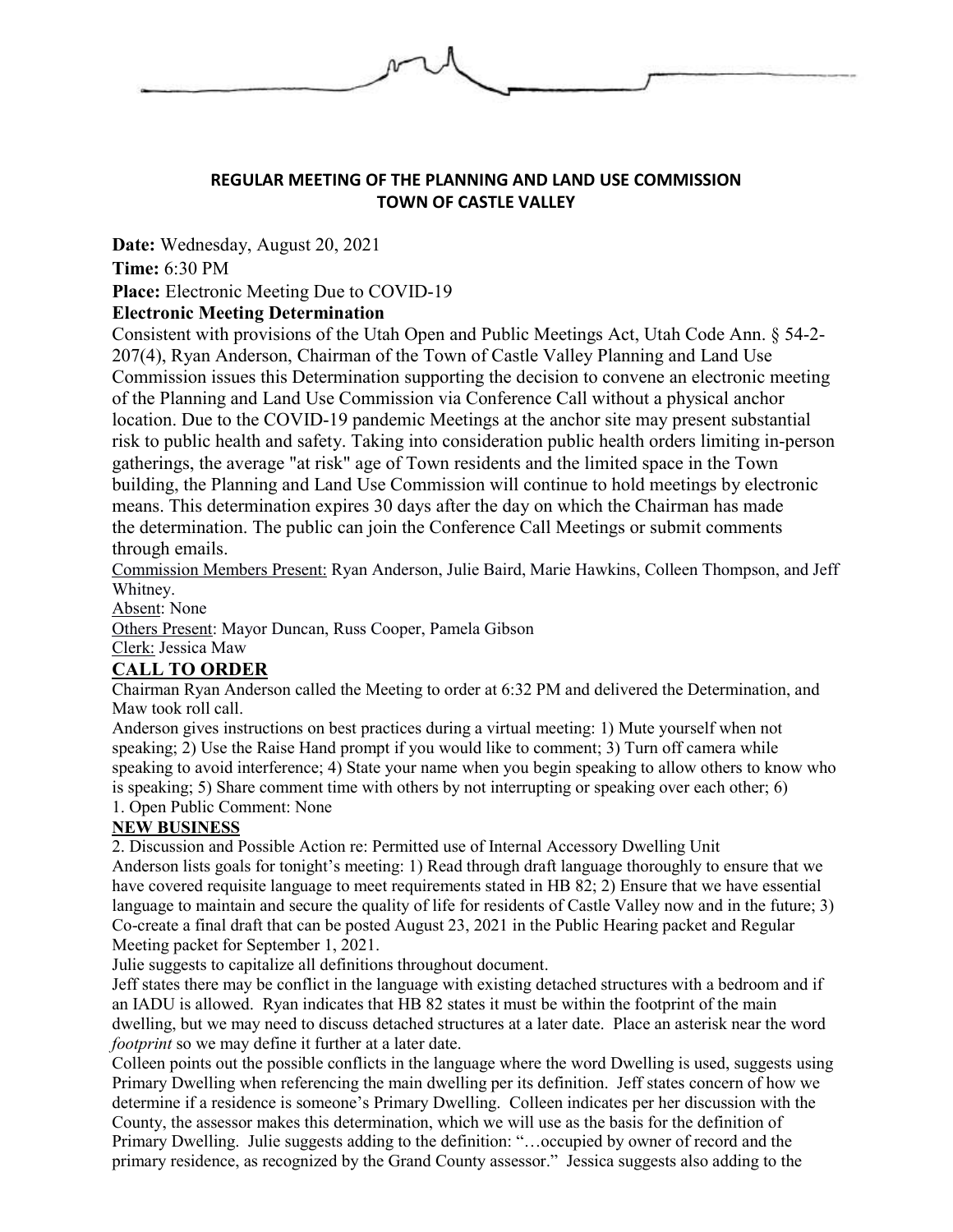**REGULAR MEETING OF THE PLANNING AND LAND USE COMMISSION**
**TOWN OF CASTLE VALLEY**

**Date:** Wednesday, August 20, 2021

**Time:** 6:30 PM

**Place:** Electronic Meeting Due to COVID-19

**Electronic Meeting Determination**

Consistent with provisions of the Utah Open and Public Meetings Act, Utah Code Ann. § 54-2-207(4), Ryan Anderson, Chairman of the Town of Castle Valley Planning and Land Use Commission issues this Determination supporting the decision to convene an electronic meeting of the Planning and Land Use Commission via Conference Call without a physical anchor location. Due to the COVID-19 pandemic Meetings at the anchor site may present substantial risk to public health and safety. Taking into consideration public health orders limiting in-person gatherings, the average "at risk" age of Town residents and the limited space in the Town building, the Planning and Land Use Commission will continue to hold meetings by electronic means. This determination expires 30 days after the day on which the Chairman has made the determination. The public can join the Conference Call Meetings or submit comments through emails.

Commission Members Present: Ryan Anderson, Julie Baird, Marie Hawkins, Colleen Thompson, and Jeff Whitney.

Absent: None

Others Present: Mayor Duncan, Russ Cooper, Pamela Gibson

Clerk: Jessica Maw

## CALL TO ORDER

Chairman Ryan Anderson called the Meeting to order at 6:32 PM and delivered the Determination, and Maw took roll call.

Anderson gives instructions on best practices during a virtual meeting: 1) Mute yourself when not speaking; 2) Use the Raise Hand prompt if you would like to comment; 3) Turn off camera while speaking to avoid interference; 4) State your name when you begin speaking to allow others to know who is speaking; 5) Share comment time with others by not interrupting or speaking over each other; 6)

1. Open Public Comment: None

**NEW BUSINESS**

2. Discussion and Possible Action re: Permitted use of Internal Accessory Dwelling Unit

Anderson lists goals for tonight's meeting: 1) Read through draft language thoroughly to ensure that we have covered requisite language to meet requirements stated in HB 82; 2) Ensure that we have essential language to maintain and secure the quality of life for residents of Castle Valley now and in the future; 3) Co-create a final draft that can be posted August 23, 2021 in the Public Hearing packet and Regular Meeting packet for September 1, 2021.

Julie suggests to capitalize all definitions throughout document.

Jeff states there may be conflict in the language with existing detached structures with a bedroom and if an IADU is allowed. Ryan indicates that HB 82 states it must be within the footprint of the main dwelling, but we may need to discuss detached structures at a later date. Place an asterisk near the word *footprint* so we may define it further at a later date.

Colleen points out the possible conflicts in the language where the word Dwelling is used, suggests using Primary Dwelling when referencing the main dwelling per its definition. Jeff states concern of how we determine if a residence is someone's Primary Dwelling. Colleen indicates per her discussion with the County, the assessor makes this determination, which we will use as the basis for the definition of Primary Dwelling. Julie suggests adding to the definition: "…occupied by owner of record and the primary residence, as recognized by the Grand County assessor." Jessica suggests also adding to the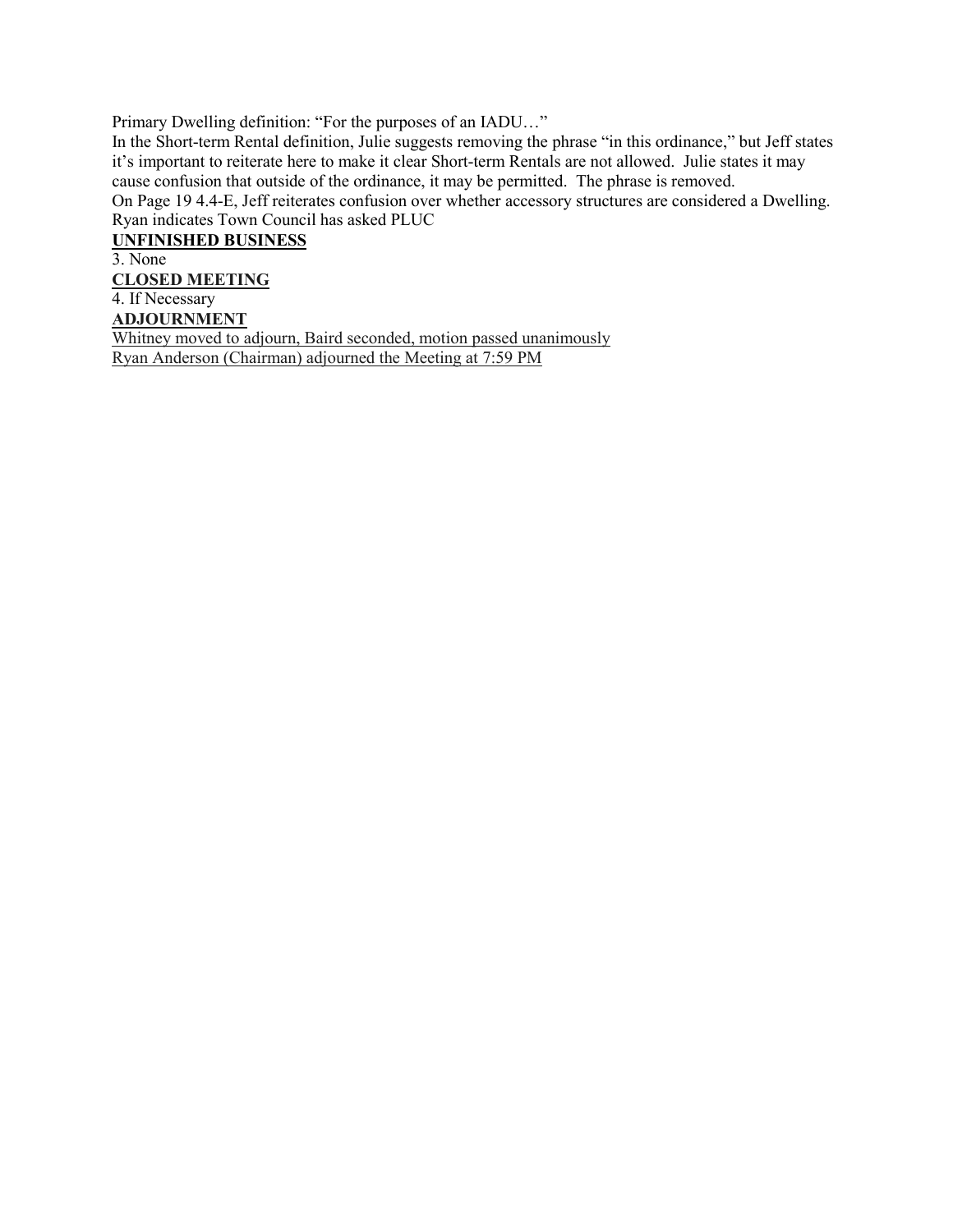Primary Dwelling definition: "For the purposes of an IADU…"

In the Short-term Rental definition, Julie suggests removing the phrase "in this ordinance," but Jeff states it's important to reiterate here to make it clear Short-term Rentals are not allowed. Julie states it may cause confusion that outside of the ordinance, it may be permitted. The phrase is removed.

On Page 19 4.4-E, Jeff reiterates confusion over whether accessory structures are considered a Dwelling. Ryan indicates Town Council has asked PLUC

**UNFINISHED BUSINESS**

3. None

**CLOSED MEETING**

4. If Necessary

**ADJOURNMENT**

Whitney moved to adjourn, Baird seconded, motion passed unanimously

Ryan Anderson (Chairman) adjourned the Meeting at 7:59 PM